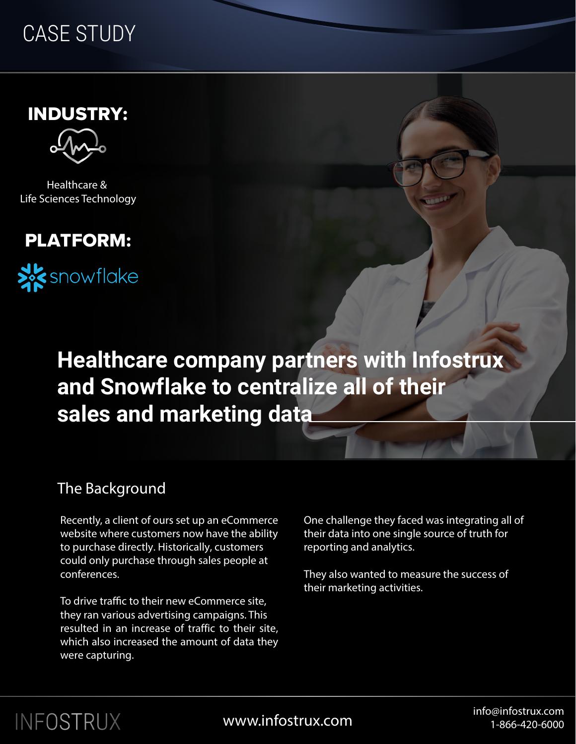CASE STUDY

**INDUSTRY:**

Healthcare & Life Sciences Technology

**PLATFORM:**

snowflake

# Healthcare company partners with Infostrux and Snowflake to centralize all of their sales and marketing data

## The Background

Recently, a client of ours set up an eCommerce website where customers now have the ability to purchase directly. Historically, customers could only purchase through sales people at conferences.

To drive traffic to their new eCommerce site, they ran various advertising campaigns. This resulted in an increase of traffic to their site, which also increased the amount of data they were capturing.

One challenge they faced was integrating all of their data into one single source of truth for reporting and analytics.

They also wanted to measure the success of their marketing activities.

INFOSTRUX

www.infostrux.com

info@infostrux.com
1-866-420-6000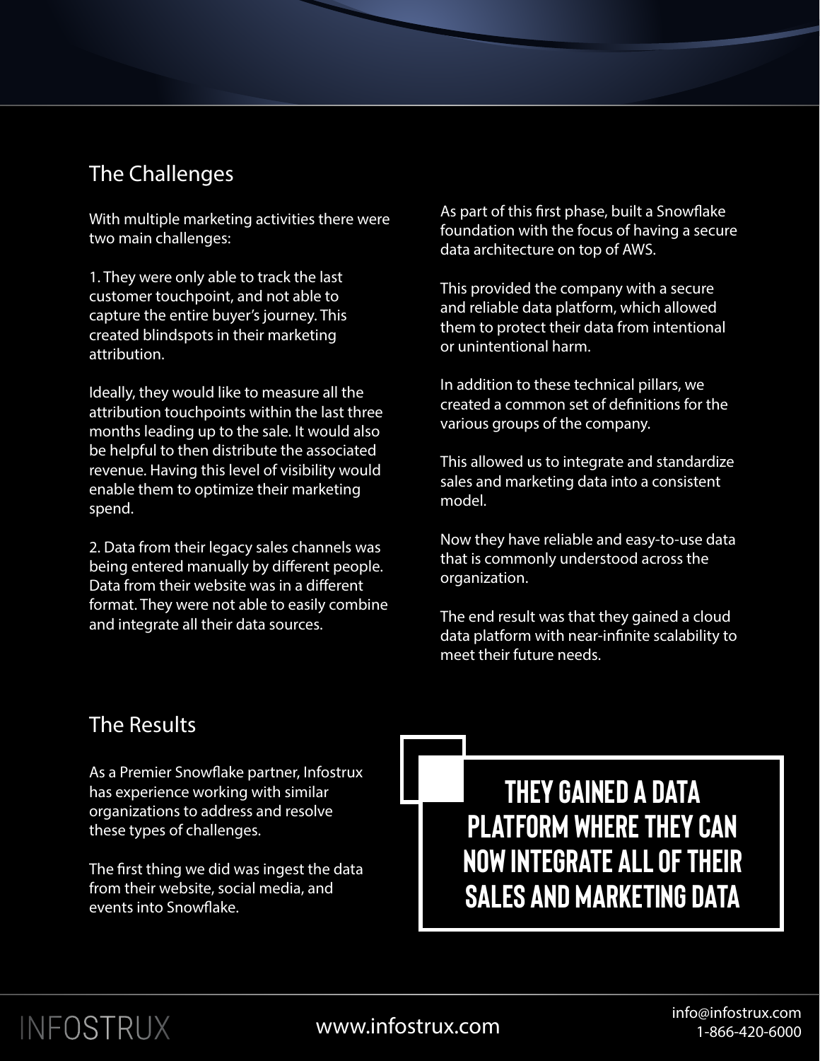## The Challenges

With multiple marketing activities there were two main challenges:

1. They were only able to track the last customer touchpoint, and not able to capture the entire buyer's journey. This created blindspots in their marketing attribution.

Ideally, they would like to measure all the attribution touchpoints within the last three months leading up to the sale. It would also be helpful to then distribute the associated revenue. Having this level of visibility would enable them to optimize their marketing spend.

2. Data from their legacy sales channels was being entered manually by different people. Data from their website was in a different format. They were not able to easily combine and integrate all their data sources.

## The Results

As a Premier Snowflake partner, Infostrux has experience working with similar organizations to address and resolve these types of challenges.

The first thing we did was ingest the data from their website, social media, and events into Snowflake.

As part of this first phase, built a Snowflake foundation with the focus of having a secure data architecture on top of AWS.

This provided the company with a secure and reliable data platform, which allowed them to protect their data from intentional or unintentional harm.

In addition to these technical pillars, we created a common set of definitions for the various groups of the company.

This allowed us to integrate and standardize sales and marketing data into a consistent model.

Now they have reliable and easy-to-use data that is commonly understood across the organization.

The end result was that they gained a cloud data platform with near-infinite scalability to meet their future needs.

**THEY GAINED A DATA PLATFORM WHERE THEY CAN NOW INTEGRATE ALL OF THEIR SALES AND MARKETING DATA**

INFOSTRUX www.infostrux.com info@infostrux.com 1-866-420-6000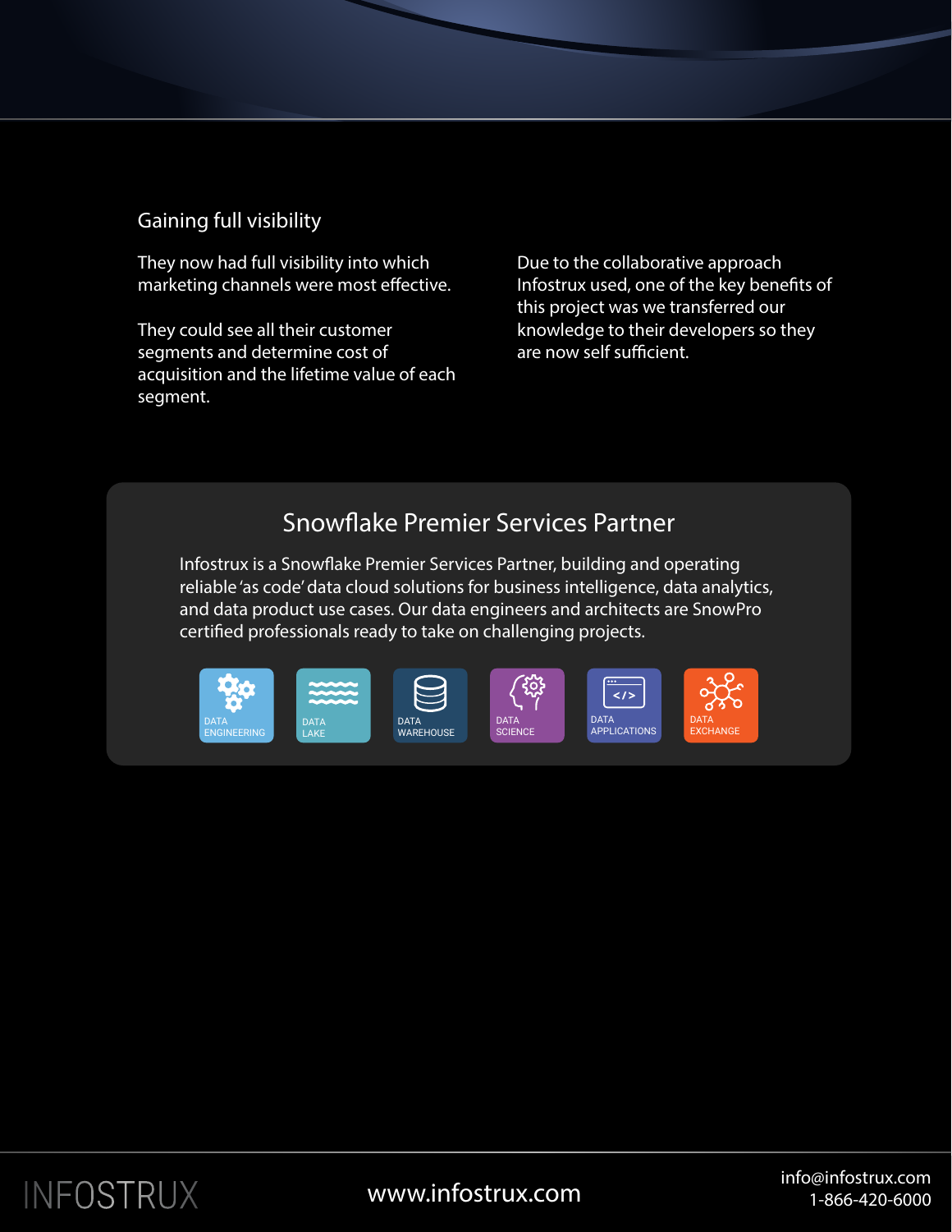## Gaining full visibility

They now had full visibility into which marketing channels were most effective.

They could see all their customer segments and determine cost of acquisition and the lifetime value of each segment.

Due to the collaborative approach Infostrux used, one of the key benefits of this project was we transferred our knowledge to their developers so they are now self sufficient.

## Snowflake Premier Services Partner

Infostrux is a Snowflake Premier Services Partner, building and operating reliable 'as code' data cloud solutions for business intelligence, data analytics, and data product use cases. Our data engineers and architects are SnowPro certified professionals ready to take on challenging projects.

DATA ENGINEERING

DATA LAKE

DATA WAREHOUSE

DATA SCIENCE

DATA APPLICATIONS

DATA EXCHANGE

INFOSTRUX

www.infostrux.com

info@infostrux.com
1-866-420-6000